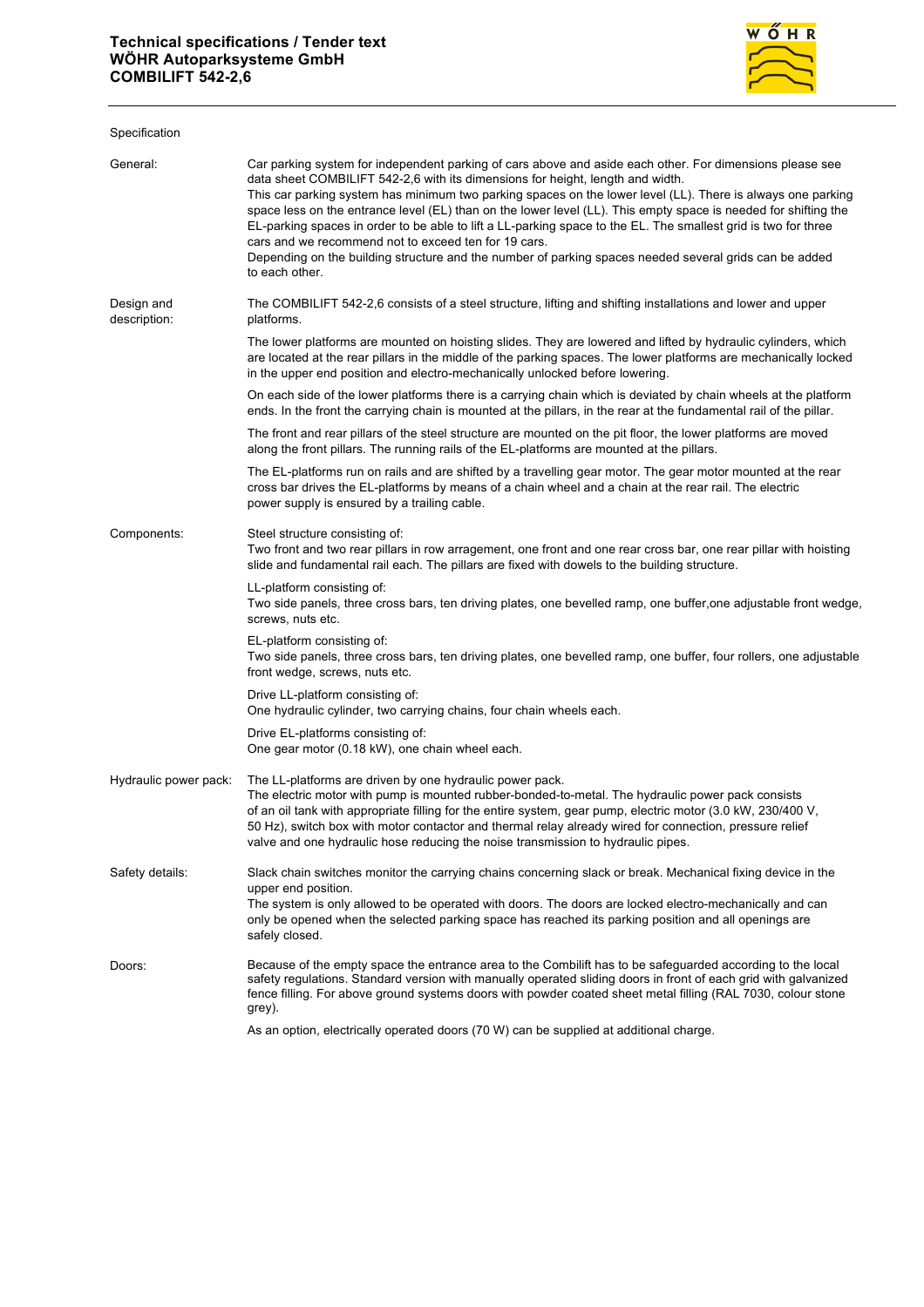# Technical specifications / Tender text
## WÖHR Autoparksysteme GmbH
## COMBILIFT 542-2,6

Specification

| | |
|---|---|
| General: | Car parking system for independent parking of cars above and aside each other. For dimensions please see data sheet COMBILIFT 542-2,6 with its dimensions for height, length and width.<br>This car parking system has minimum two parking spaces on the lower level (LL). There is always one parking space less on the entrance level (EL) than on the lower level (LL). This empty space is needed for shifting the EL-parking spaces in order to be able to lift a LL-parking space to the EL. The smallest grid is two for three cars and we recommend not to exceed ten for 19 cars.<br>Depending on the building structure and the number of parking spaces needed several grids can be added to each other. |
| Design and description: | The COMBILIFT 542-2,6 consists of a steel structure, lifting and shifting installations and lower and upper platforms.<br><br>The lower platforms are mounted on hoisting slides. They are lowered and lifted by hydraulic cylinders, which are located at the rear pillars in the middle of the parking spaces. The lower platforms are mechanically locked in the upper end position and electro-mechanically unlocked before lowering.<br><br>On each side of the lower platforms there is a carrying chain which is deviated by chain wheels at the platform ends. In the front the carrying chain is mounted at the pillars, in the rear at the fundamental rail of the pillar.<br><br>The front and rear pillars of the steel structure are mounted on the pit floor, the lower platforms are moved along the front pillars. The running rails of the EL-platforms are mounted at the pillars.<br><br>The EL-platforms run on rails and are shifted by a travelling gear motor. The gear motor mounted at the rear cross bar drives the EL-platforms by means of a chain wheel and a chain at the rear rail. The electric power supply is ensured by a trailing cable. |
| Components: | Steel structure consisting of:<br>Two front and two rear pillars in row arragement, one front and one rear cross bar, one rear pillar with hoisting slide and fundamental rail each. The pillars are fixed with dowels to the building structure.<br><br>LL-platform consisting of:<br>Two side panels, three cross bars, ten driving plates, one bevelled ramp, one buffer,one adjustable front wedge, screws, nuts etc.<br><br>EL-platform consisting of:<br>Two side panels, three cross bars, ten driving plates, one bevelled ramp, one buffer, four rollers, one adjustable front wedge, screws, nuts etc.<br><br>Drive LL-platform consisting of:<br>One hydraulic cylinder, two carrying chains, four chain wheels each.<br><br>Drive EL-platforms consisting of:<br>One gear motor (0.18 kW), one chain wheel each. |
| Hydraulic power pack: | The LL-platforms are driven by one hydraulic power pack.<br>The electric motor with pump is mounted rubber-bonded-to-metal. The hydraulic power pack consists of an oil tank with appropriate filling for the entire system, gear pump, electric motor (3.0 kW, 230/400 V, 50 Hz), switch box with motor contactor and thermal relay already wired for connection, pressure relief valve and one hydraulic hose reducing the noise transmission to hydraulic pipes. |
| Safety details: | Slack chain switches monitor the carrying chains concerning slack or break. Mechanical fixing device in the upper end position.<br>The system is only allowed to be operated with doors. The doors are locked electro-mechanically and can only be opened when the selected parking space has reached its parking position and all openings are safely closed. |
| Doors: | Because of the empty space the entrance area to the Combilift has to be safeguarded according to the local safety regulations. Standard version with manually operated sliding doors in front of each grid with galvanized fence filling. For above ground systems doors with powder coated sheet metal filling (RAL 7030, colour stone grey).<br><br>As an option, electrically operated doors (70 W) can be supplied at additional charge. |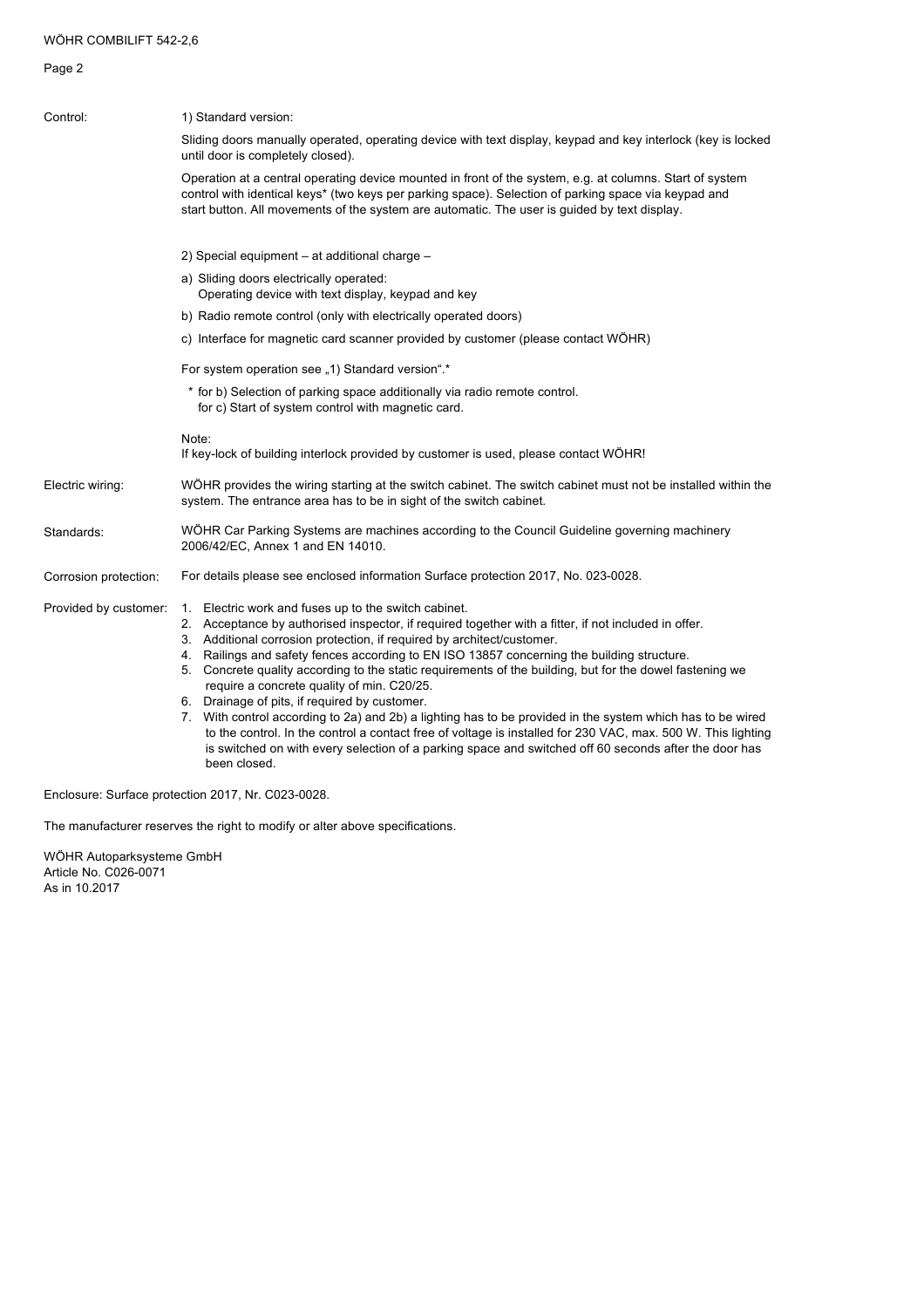**Control:**

1) Standard version:

Sliding doors manually operated, operating device with text display, keypad and key interlock (key is locked until door is completely closed).

Operation at a central operating device mounted in front of the system, e.g. at columns. Start of system control with identical keys* (two keys per parking space). Selection of parking space via keypad and start button. All movements of the system are automatic. The user is guided by text display.

2) Special equipment – at additional charge –

a) Sliding doors electrically operated:
   Operating device with text display, keypad and key

b) Radio remote control (only with electrically operated doors)

c) Interface for magnetic card scanner provided by customer (please contact WÖHR)

For system operation see „1) Standard version".*

\* for b) Selection of parking space additionally via radio remote control.
  for c) Start of system control with magnetic card.

Note:
If key-lock of building interlock provided by customer is used, please contact WÖHR!

**Electric wiring:** WÖHR provides the wiring starting at the switch cabinet. The switch cabinet must not be installed within the system. The entrance area has to be in sight of the switch cabinet.

**Standards:** WÖHR Car Parking Systems are machines according to the Council Guideline governing machinery 2006/42/EC, Annex 1 and EN 14010.

**Corrosion protection:** For details please see enclosed information Surface protection 2017, No. 023-0028.

**Provided by customer:**

1. Electric work and fuses up to the switch cabinet.
2. Acceptance by authorised inspector, if required together with a fitter, if not included in offer.
3. Additional corrosion protection, if required by architect/customer.
4. Railings and safety fences according to EN ISO 13857 concerning the building structure.
5. Concrete quality according to the static requirements of the building, but for the dowel fastening we require a concrete quality of min. C20/25.
6. Drainage of pits, if required by customer.
7. With control according to 2a) and 2b) a lighting has to be provided in the system which has to be wired to the control. In the control a contact free of voltage is installed for 230 VAC, max. 500 W. This lighting is switched on with every selection of a parking space and switched off 60 seconds after the door has been closed.

Enclosure: Surface protection 2017, Nr. C023-0028.

The manufacturer reserves the right to modify or alter above specifications.

WÖHR Autoparksysteme GmbH
Article No. C026-0071
As in 10.2017